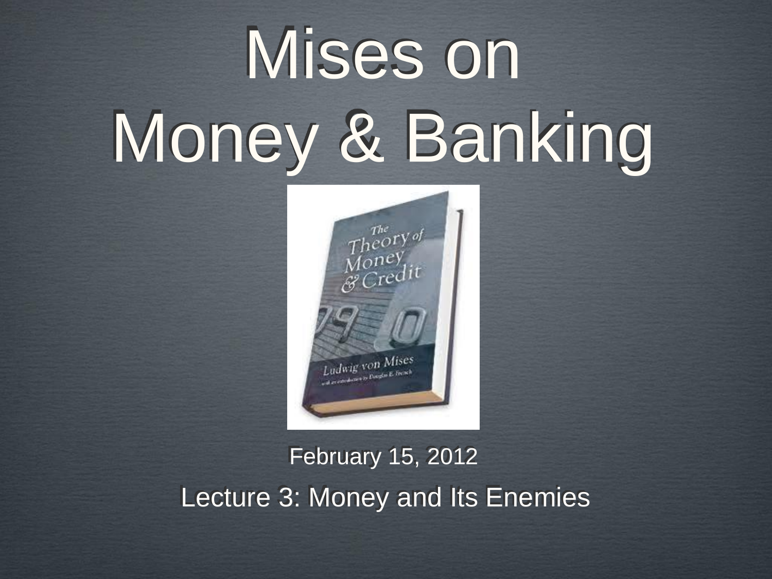# Mises on Money & Banking

February 15, 2012

Lecture 3: Money and Its Enemies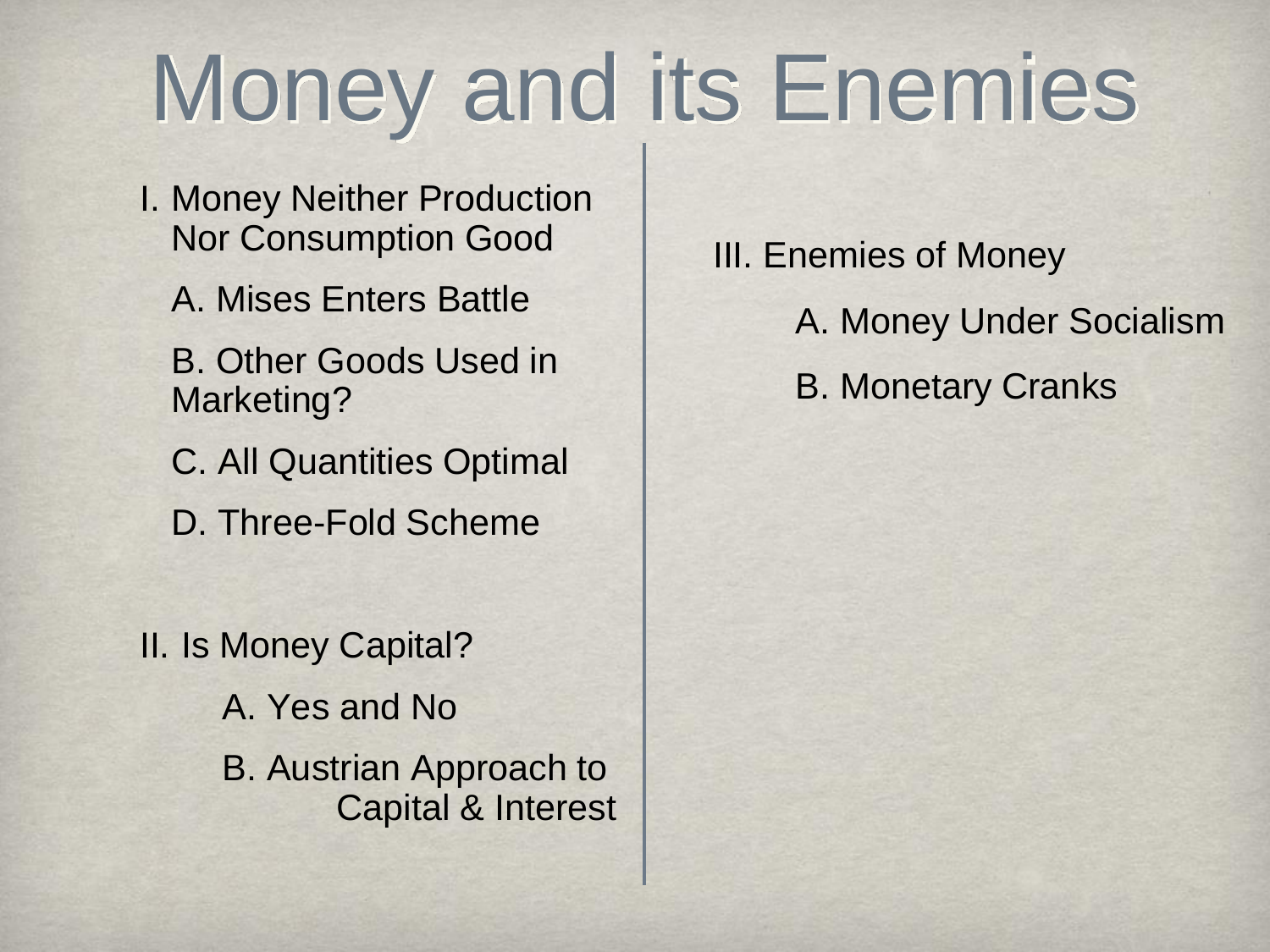# Money and its Enemies

I. Money Neither Production Nor Consumption Good

- A. Mises Enters Battle
- B. Other Goods Used in Marketing?
- C. All Quantities Optimal
- D. Three-Fold Scheme

II. Is Money Capital?

- A. Yes and No
- B. Austrian Approach to Capital & Interest

III. Enemies of Money

- A. Money Under Socialism
- B. Monetary Cranks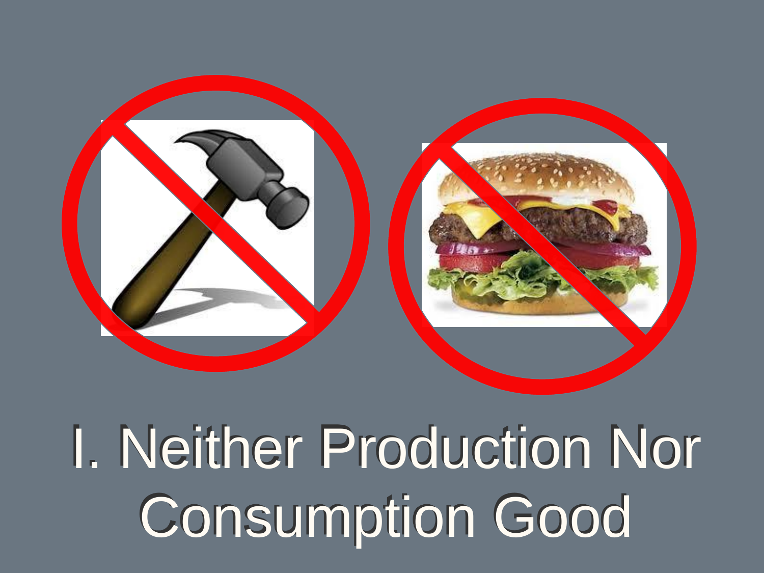# I. Neither Production Nor Consumption Good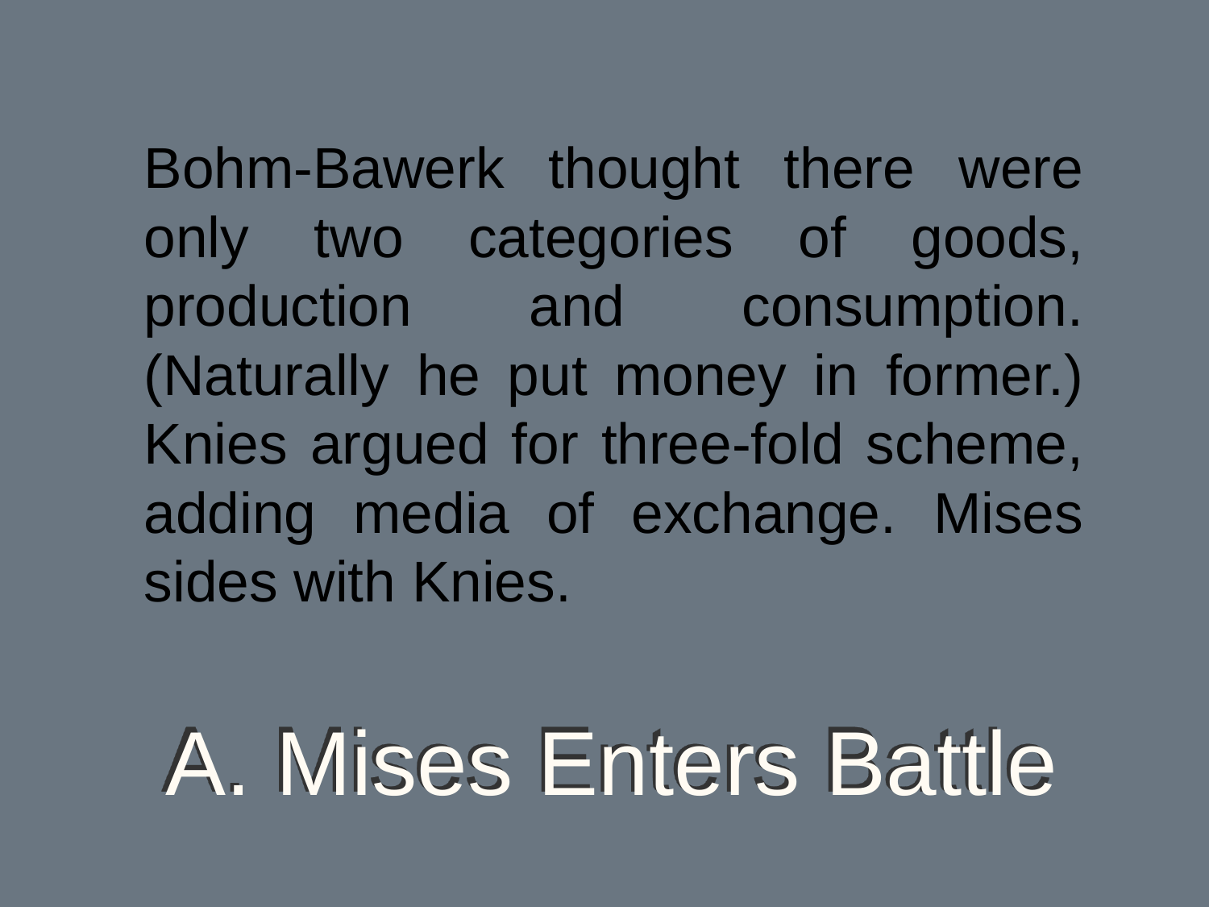Bohm-Bawerk thought there were only two categories of goods, production and consumption. (Naturally he put money in former.) Knies argued for three-fold scheme, adding media of exchange. Mises sides with Knies.

# A. Mises Enters Battle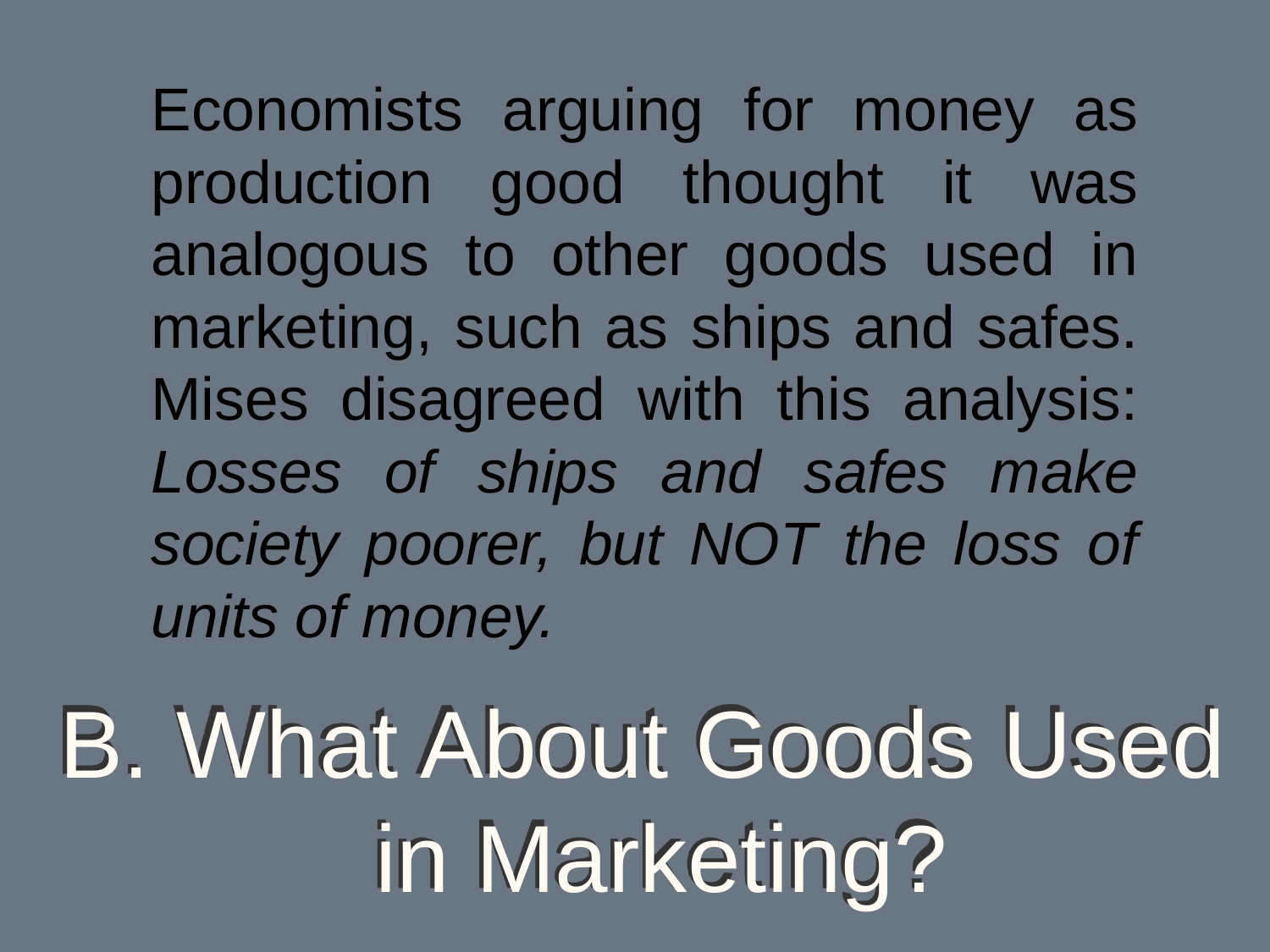Economists arguing for money as production good thought it was analogous to other goods used in marketing, such as ships and safes. Mises disagreed with this analysis: *Losses of ships and safes make society poorer, but NOT the loss of units of money.*

# B. What About Goods Used in Marketing?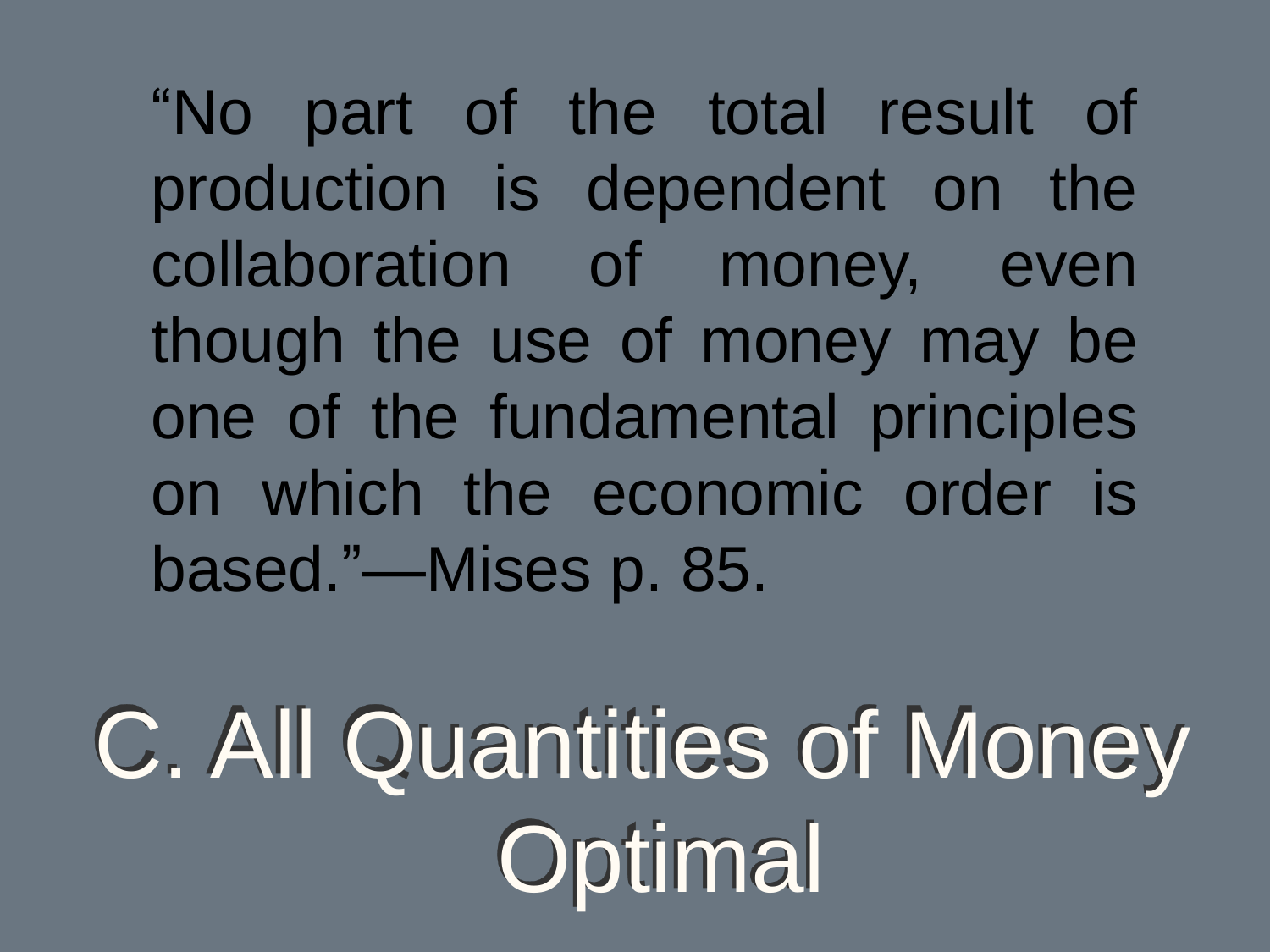"No part of the total result of production is dependent on the collaboration of money, even though the use of money may be one of the fundamental principles on which the economic order is based."—Mises p. 85.

# C. All Quantities of Money Optimal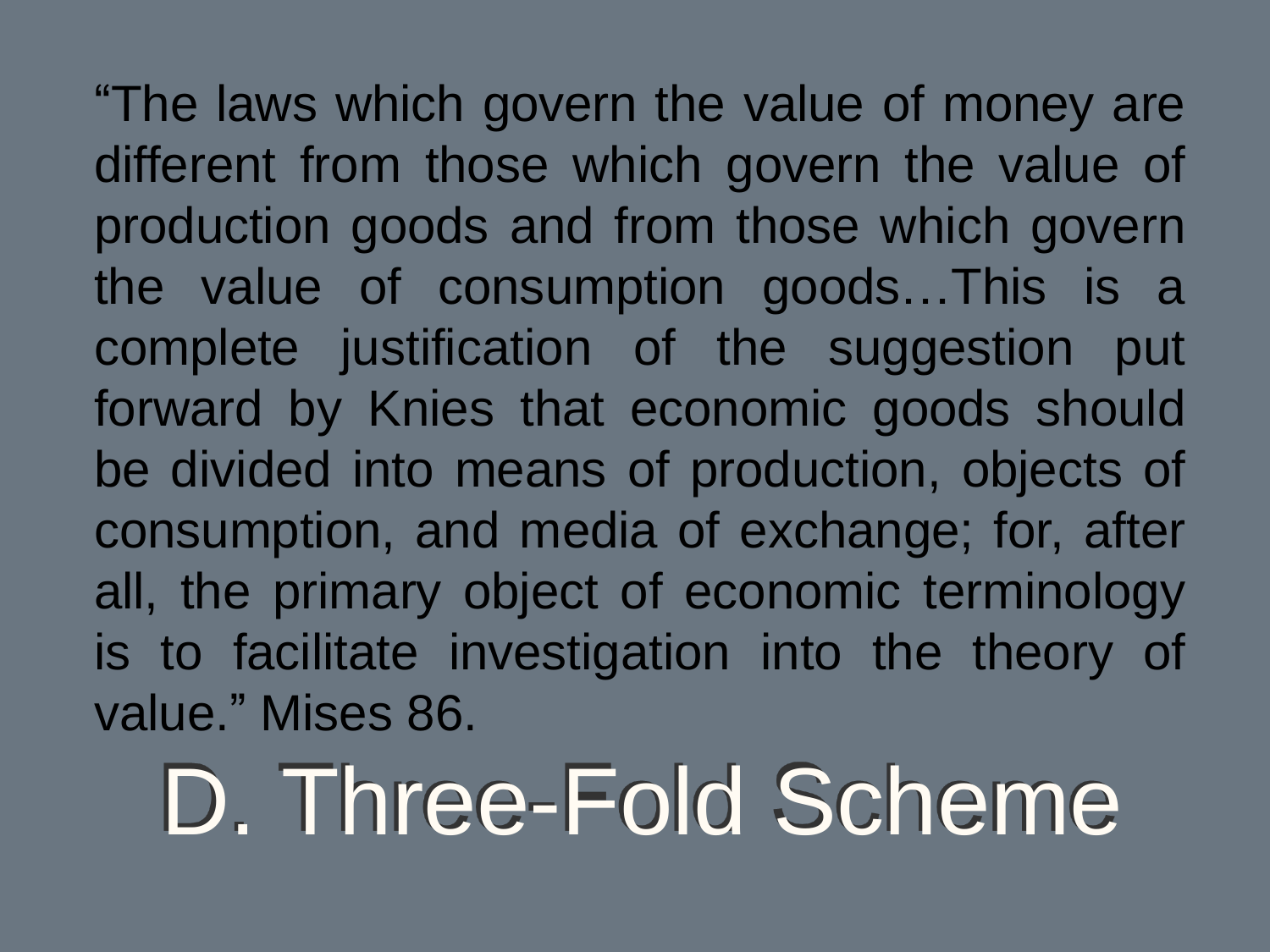"The laws which govern the value of money are different from those which govern the value of production goods and from those which govern the value of consumption goods…This is a complete justification of the suggestion put forward by Knies that economic goods should be divided into means of production, objects of consumption, and media of exchange; for, after all, the primary object of economic terminology is to facilitate investigation into the theory of value." Mises 86.

# D. Three-Fold Scheme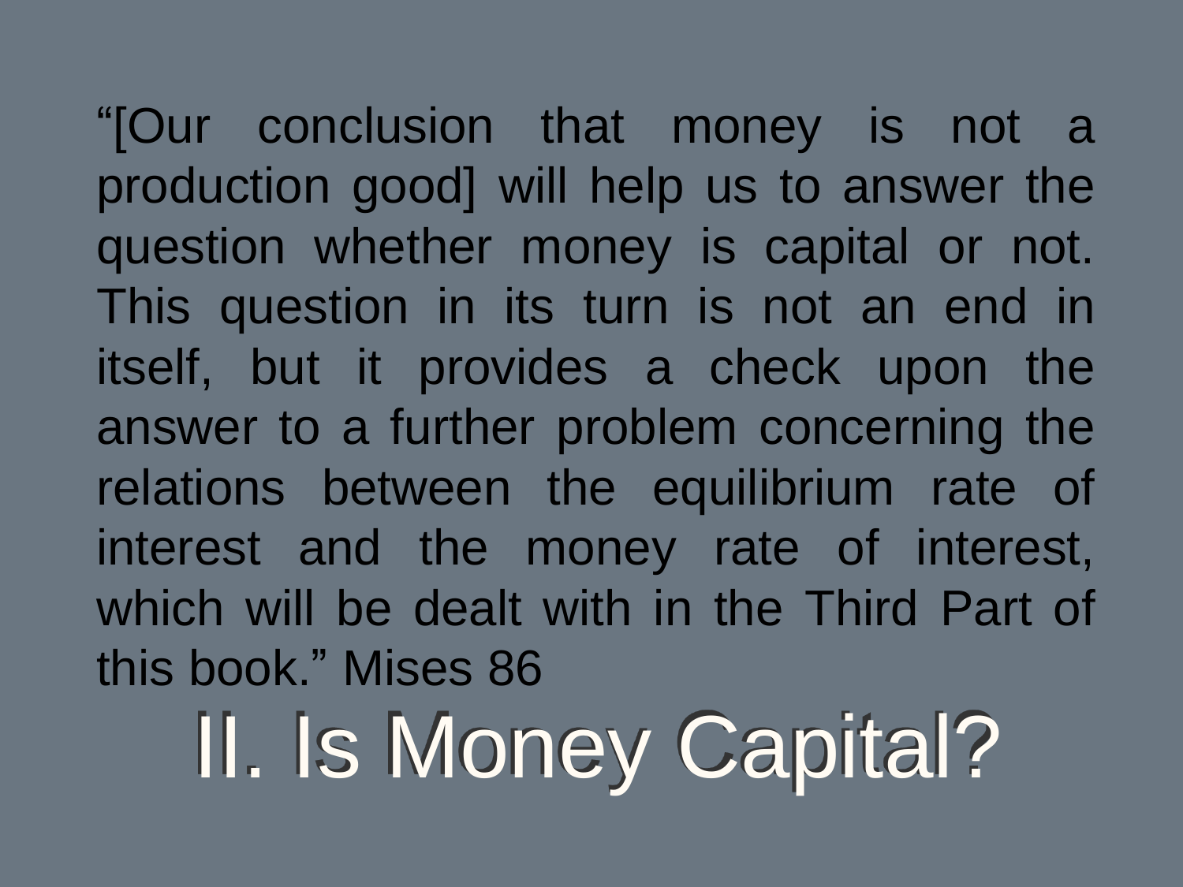"[Our conclusion that money is not a production good] will help us to answer the question whether money is capital or not. This question in its turn is not an end in itself, but it provides a check upon the answer to a further problem concerning the relations between the equilibrium rate of interest and the money rate of interest, which will be dealt with in the Third Part of this book." Mises 86

# II. Is Money Capital?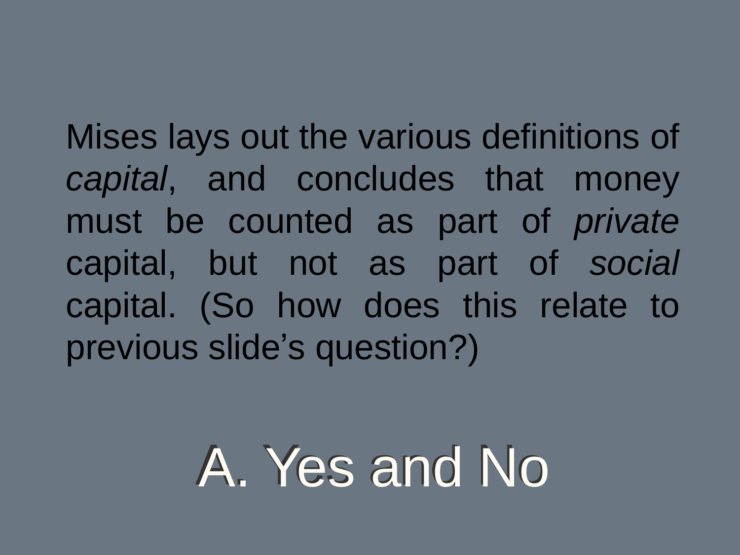Mises lays out the various definitions of *capital*, and concludes that money must be counted as part of *private* capital, but not as part of *social* capital. (So how does this relate to previous slide's question?)

# A. Yes and No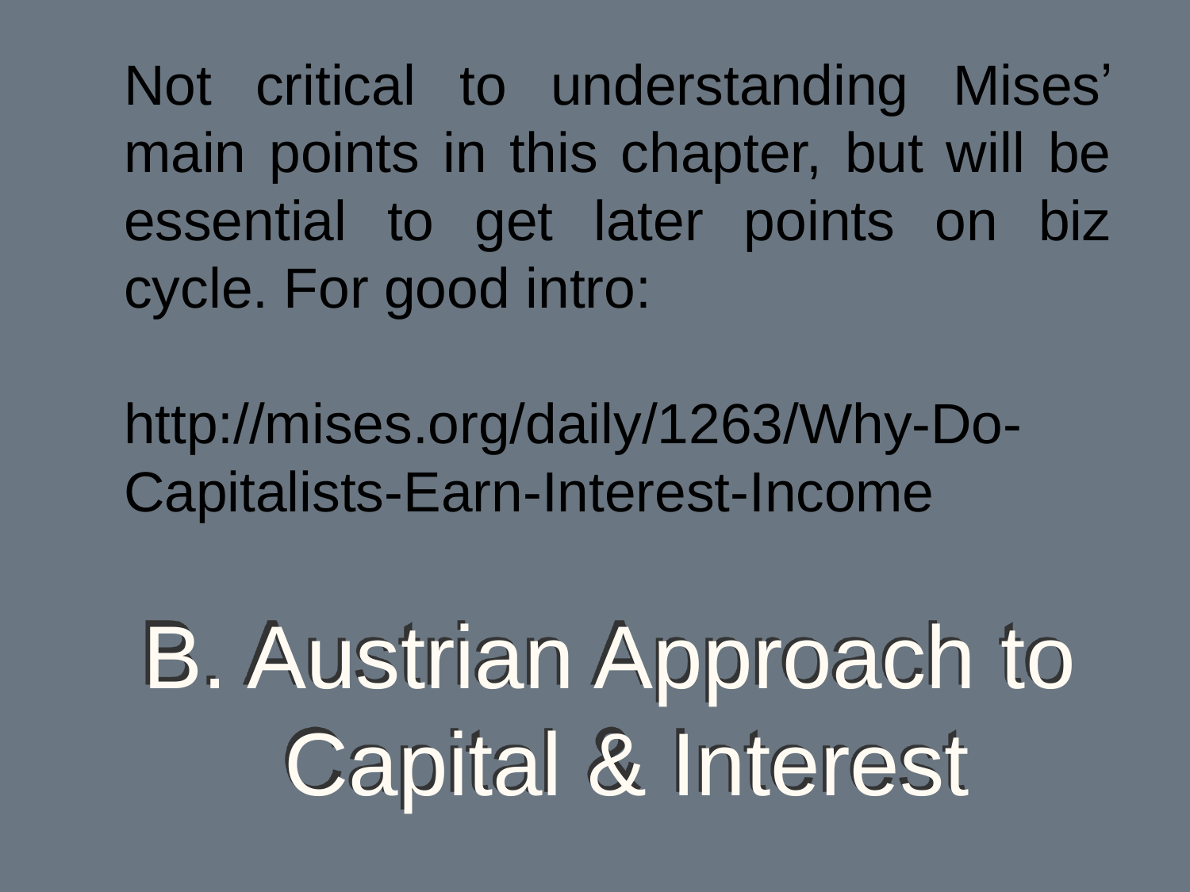Not critical to understanding Mises' main points in this chapter, but will be essential to get later points on biz cycle. For good intro:

http://mises.org/daily/1263/Why-Do-Capitalists-Earn-Interest-Income

# B. Austrian Approach to Capital & Interest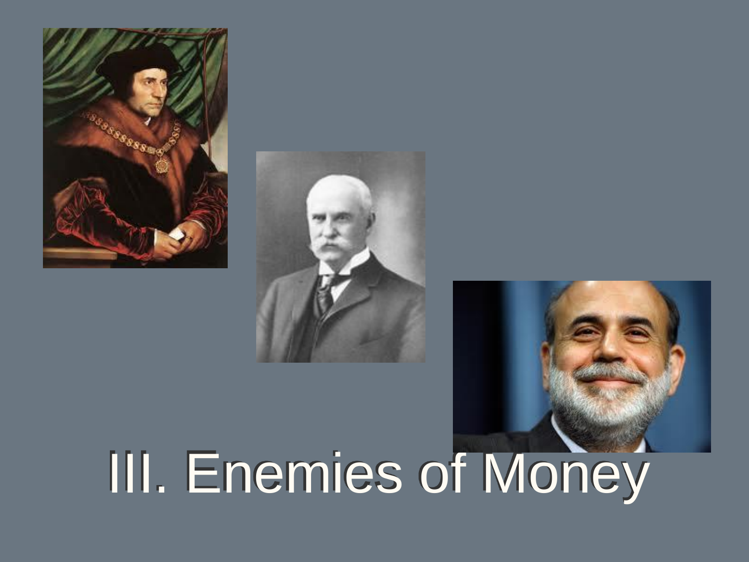# III. Enemies of Money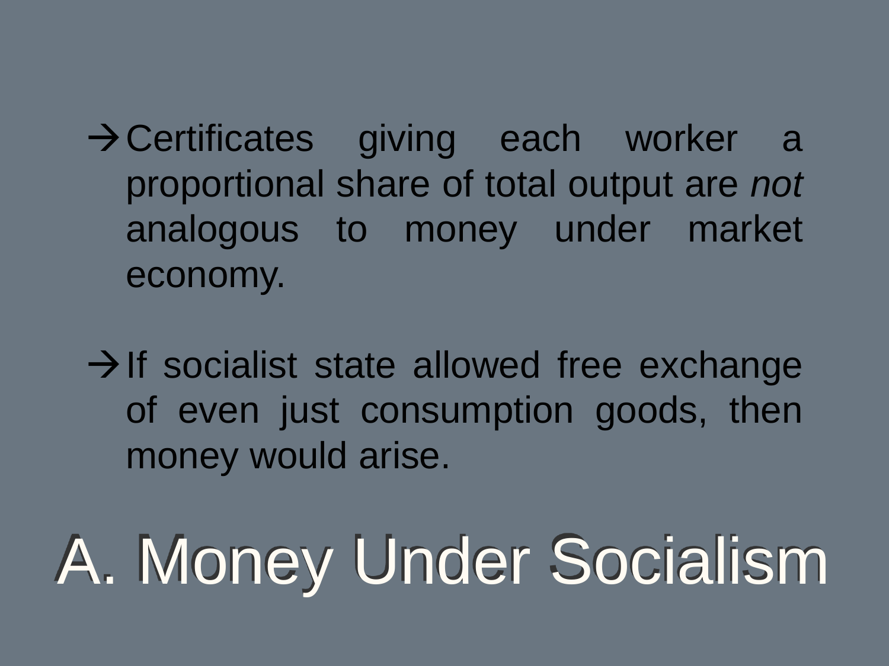# A. Money Under Socialism

- → Certificates giving each worker a proportional share of total output are *not* analogous to money under market economy.

- → If socialist state allowed free exchange of even just consumption goods, then money would arise.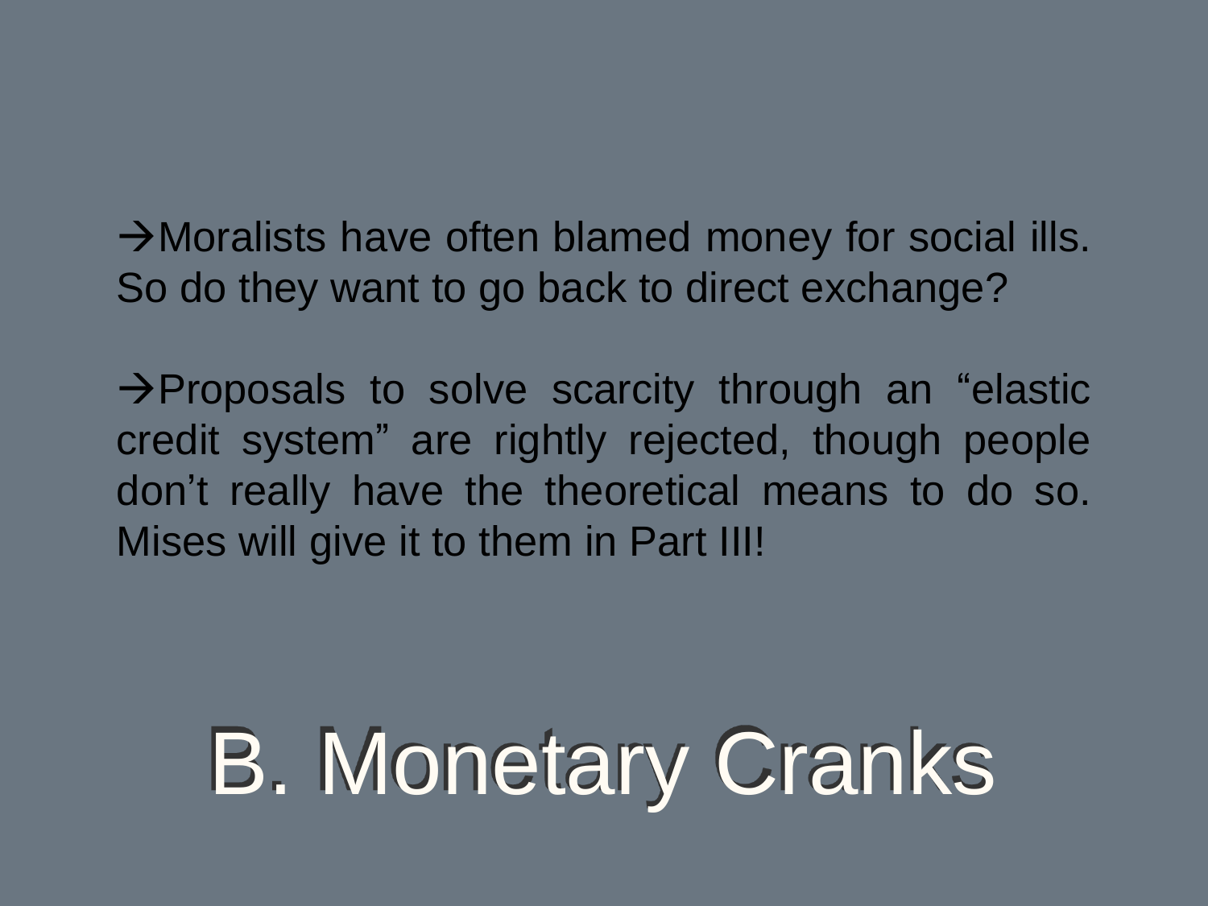→Moralists have often blamed money for social ills. So do they want to go back to direct exchange?

→Proposals to solve scarcity through an "elastic credit system" are rightly rejected, though people don't really have the theoretical means to do so. Mises will give it to them in Part III!

# B. Monetary Cranks